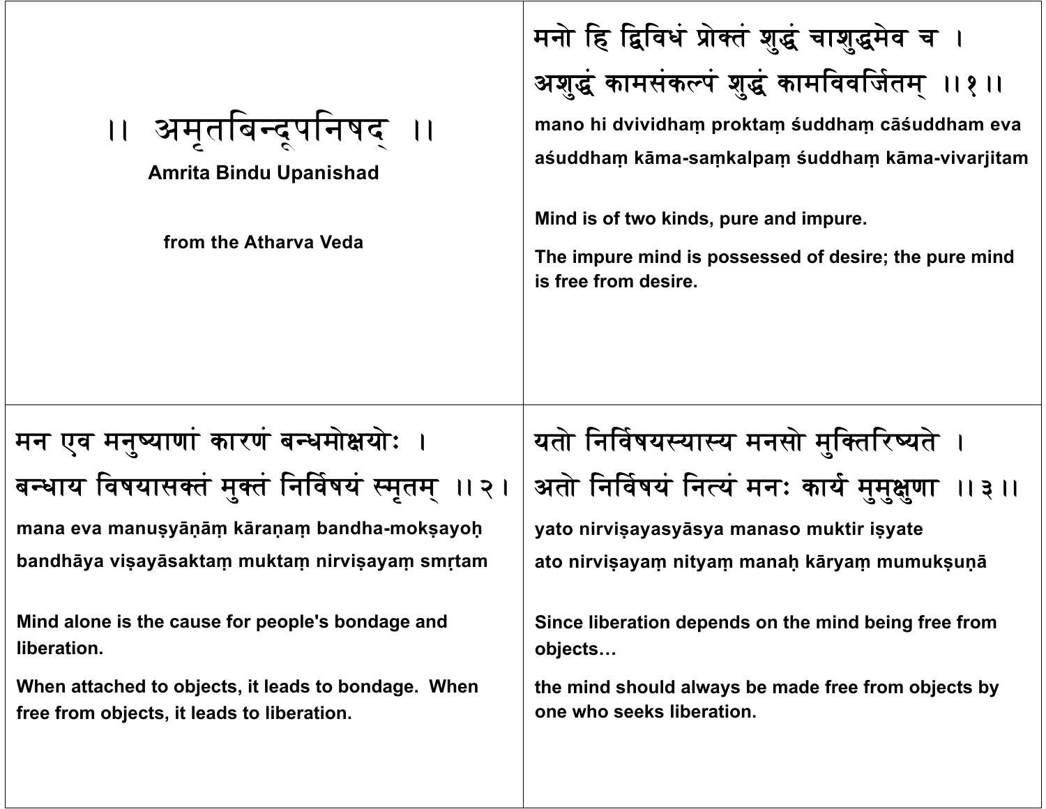# ।। अमृतबिन्दूपनिषद् ।।

**Amrita Bindu Upanishad**

**from the Atharva Veda**

मनो हि द्विविधं प्रोक्तं शुद्धं चाशुद्धमेव च ।
अशुद्धं कामसंकल्पं शुद्धं कामविवर्जितम् ।।१।।

**mano hi dvividhaṃ proktaṃ śuddhaṃ cāśuddham eva**
**aśuddhaṃ kāma-saṃkalpaṃ śuddhaṃ kāma-vivarjitam**

**Mind is of two kinds, pure and impure.**

**The impure mind is possessed of desire; the pure mind is free from desire.**

मन एव मनुष्याणां कारणं बन्धमोक्षयोः ।
बन्धाय विषयासक्तं मुक्तं निर्विषयं स्मृतम् ।।२।

**mana eva manuṣyāṇāṃ kāraṇaṃ bandha-mokṣayoḥ**
**bandhāya viṣayāsaktaṃ muktaṃ nirviṣayaṃ smṛtam**

**Mind alone is the cause for people's bondage and liberation.**

**When attached to objects, it leads to bondage. When free from objects, it leads to liberation.**

यतो निर्विषयस्यास्य मनसो मुक्तिरिष्यते ।
अतो निर्विषयं नित्यं मनः कार्यं मुमुक्षुणा ।।३।।

**yato nirviṣayasyāsya manaso muktir iṣyate**
**ato nirviṣayaṃ nityaṃ manaḥ kāryaṃ mumukṣuṇā**

**Since liberation depends on the mind being free from objects…**

**the mind should always be made free from objects by one who seeks liberation.**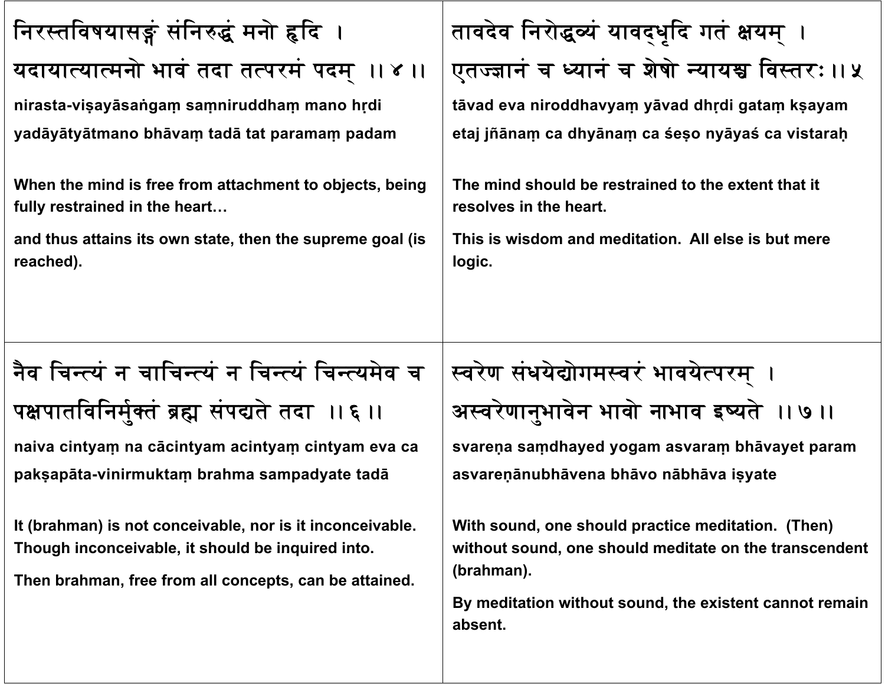निरस्तविषयासङ्गं संनिरुद्धं मनो हृदि ।
यदायात्यात्मनो भावं तदा तत्परमं पदम् ।। ४ ।।

**nirasta-viṣayāsaṅgaṃ saṃniruddhaṃ mano hṛdi**
**yadāyātyātmano bhāvaṃ tadā tat paramaṃ padam**

**When the mind is free from attachment to objects, being fully restrained in the heart…**

**and thus attains its own state, then the supreme goal (is reached).**

तावदेव निरोद्धव्यं यावद्धृदि गतं क्षयम् ।
एतज्ज्ञानं च ध्यानं च शेषो न्यायश्च विस्तरः ।। ५

**tāvad eva niroddhavyaṃ yāvad dhṛdi gataṃ kṣayam**
**etaj jñānaṃ ca dhyānaṃ ca śeṣo nyāyaś ca vistaraḥ**

**The mind should be restrained to the extent that it resolves in the heart.**

**This is wisdom and meditation. All else is but mere logic.**

नैव चिन्त्यं न चाचिन्त्यं न चिन्त्यं चिन्त्यमेव च
पक्षपातविनिर्मुक्तं ब्रह्म संपद्यते तदा ।। ६ ।।

**naiva cintyaṃ na cācintyam acintyaṃ cintyam eva ca**
**pakṣapāta-vinirmuktaṃ brahma sampadyate tadā**

**It (brahman) is not conceivable, nor is it inconceivable. Though inconceivable, it should be inquired into.**

**Then brahman, free from all concepts, can be attained.**

स्वरेण संधयेद्योगमस्वरं भावयेत्परम् ।
अस्वरेणानुभावेन भावो नाभाव इष्यते ।। ७ ।।

**svareṇa saṃdhayed yogam asvaraṃ bhāvayet param**
**asvareṇānubhāvena bhāvo nābhāva iṣyate**

**With sound, one should practice meditation. (Then) without sound, one should meditate on the transcendent (brahman).**

**By meditation without sound, the existent cannot remain absent.**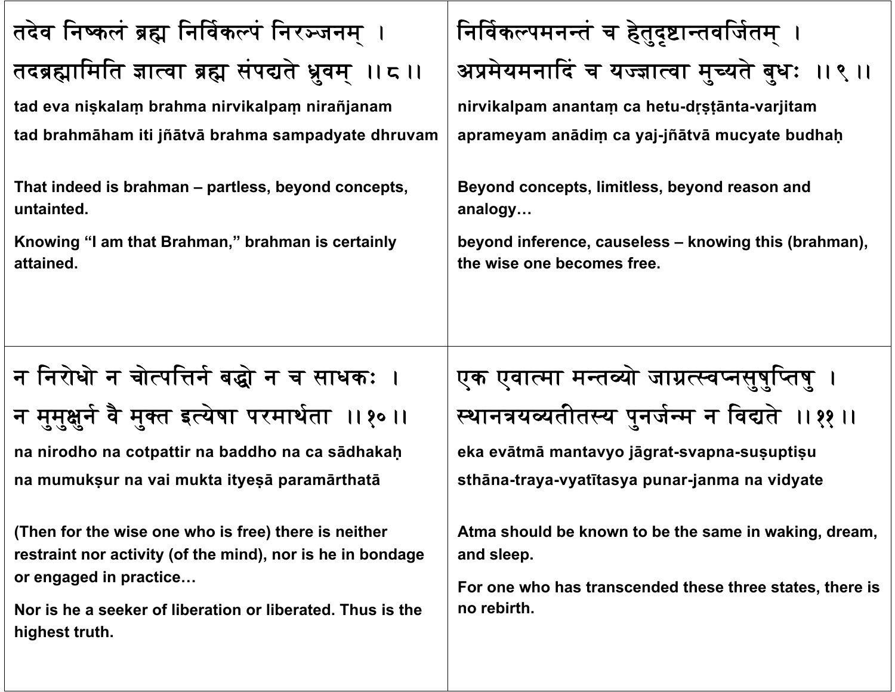तदेव निष्कलं ब्रह्म निर्विकल्पं निरञ्जनम् ।
तदब्रह्मामिति ज्ञात्वा ब्रह्म संपद्यते ध्रुवम् ॥८॥

**tad eva niṣkalaṃ brahma nirvikalpaṃ nirañjanam**
**tad brahmāham iti jñātvā brahma sampadyate dhruvam**

**That indeed is brahman – partless, beyond concepts, untainted.**

**Knowing "I am that Brahman," brahman is certainly attained.**

निर्विकल्पमनन्तं च हेतुदृष्टान्तवर्जितम् ।
अप्रमेयमनादिं च यज्ज्ञात्वा मुच्यते बुधः ॥९॥

**nirvikalpam anantaṃ ca hetu-dṛṣṭānta-varjitam**
**aprameyam anādiṃ ca yaj-jñātvā mucyate budhaḥ**

**Beyond concepts, limitless, beyond reason and analogy…**

**beyond inference, causeless – knowing this (brahman), the wise one becomes free.**

न निरोधो न चोत्पत्तिर्न बद्धो न च साधकः ।
न मुमुक्षुर्न वै मुक्त इत्येषा परमार्थता ॥१०॥

**na nirodho na cotpattir na baddho na ca sādhakaḥ**
**na mumukṣur na vai mukta ityeṣā paramārthatā**

**(Then for the wise one who is free) there is neither restraint nor activity (of the mind), nor is he in bondage or engaged in practice…**

**Nor is he a seeker of liberation or liberated. Thus is the highest truth.**

एक एवात्मा मन्तव्यो जाग्रत्स्वप्नसुषुप्तिषु ।
स्थानत्रयव्यतीतस्य पुनर्जन्म न विद्यते ॥११॥

**eka evātmā mantavyo jāgrat-svapna-suṣuptiṣu**
**sthāna-traya-vyatītasya punar-janma na vidyate**

**Atma should be known to be the same in waking, dream, and sleep.**

**For one who has transcended these three states, there is no rebirth.**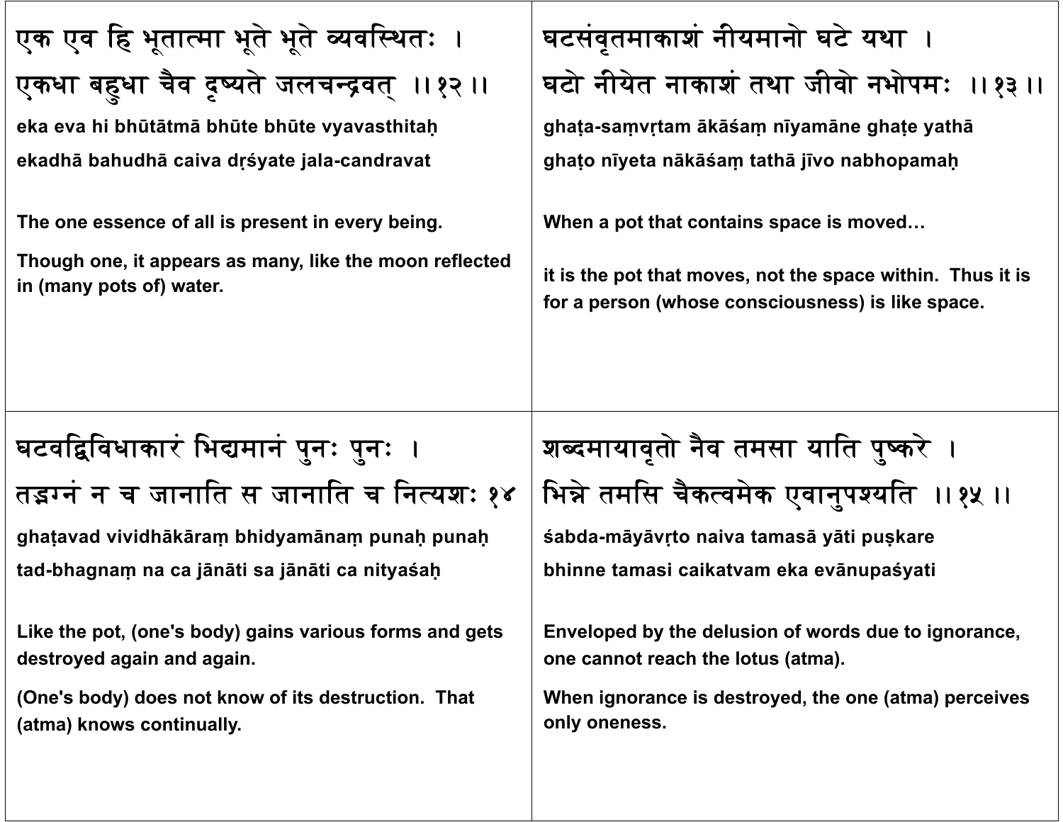एक एव हि भूतात्मा भूते भूते व्यवस्थितः ।
एकधा बहुधा चैव दृश्यते जलचन्द्रवत् ।।१२।।

**eka eva hi bhūtātmā bhūte bhūte vyavasthitaḥ**
**ekadhā bahudhā caiva dṛśyate jala-candravat**

**The one essence of all is present in every being.**

**Though one, it appears as many, like the moon reflected in (many pots of) water.**

घटसंवृतमाकाशं नीयमानो घटे यथा ।
घटो नीयेत नाकाशं तथा जीवो नभोपमः ।।१३।।

**ghaṭa-saṃvṛtam ākāśaṃ nīyamāne ghaṭe yathā**
**ghaṭo nīyeta nākāśaṃ tathā jīvo nabhopamaḥ**

**When a pot that contains space is moved…**

**it is the pot that moves, not the space within. Thus it is for a person (whose consciousness) is like space.**

घटवद्विविधाकारं भिद्यमानं पुनः पुनः ।
तद्भग्नं न च जानाति स जानाति च नित्यशः १४

**ghaṭavad vividhākāraṃ bhidyamānaṃ punaḥ punaḥ**
**tad-bhagnaṃ na ca jānāti sa jānāti ca nityaśaḥ**

**Like the pot, (one's body) gains various forms and gets destroyed again and again.**

**(One's body) does not know of its destruction. That (atma) knows continually.**

शब्दमायावृतो नैव तमसा याति पुष्करे ।
भिन्ने तमसि चैकत्वमेक एवानुपश्यति ।।१५।।

**śabda-māyāvṛto naiva tamasā yāti puṣkare**
**bhinne tamasi caikatvam eka evānupaśyati**

**Enveloped by the delusion of words due to ignorance, one cannot reach the lotus (atma).**

**When ignorance is destroyed, the one (atma) perceives only oneness.**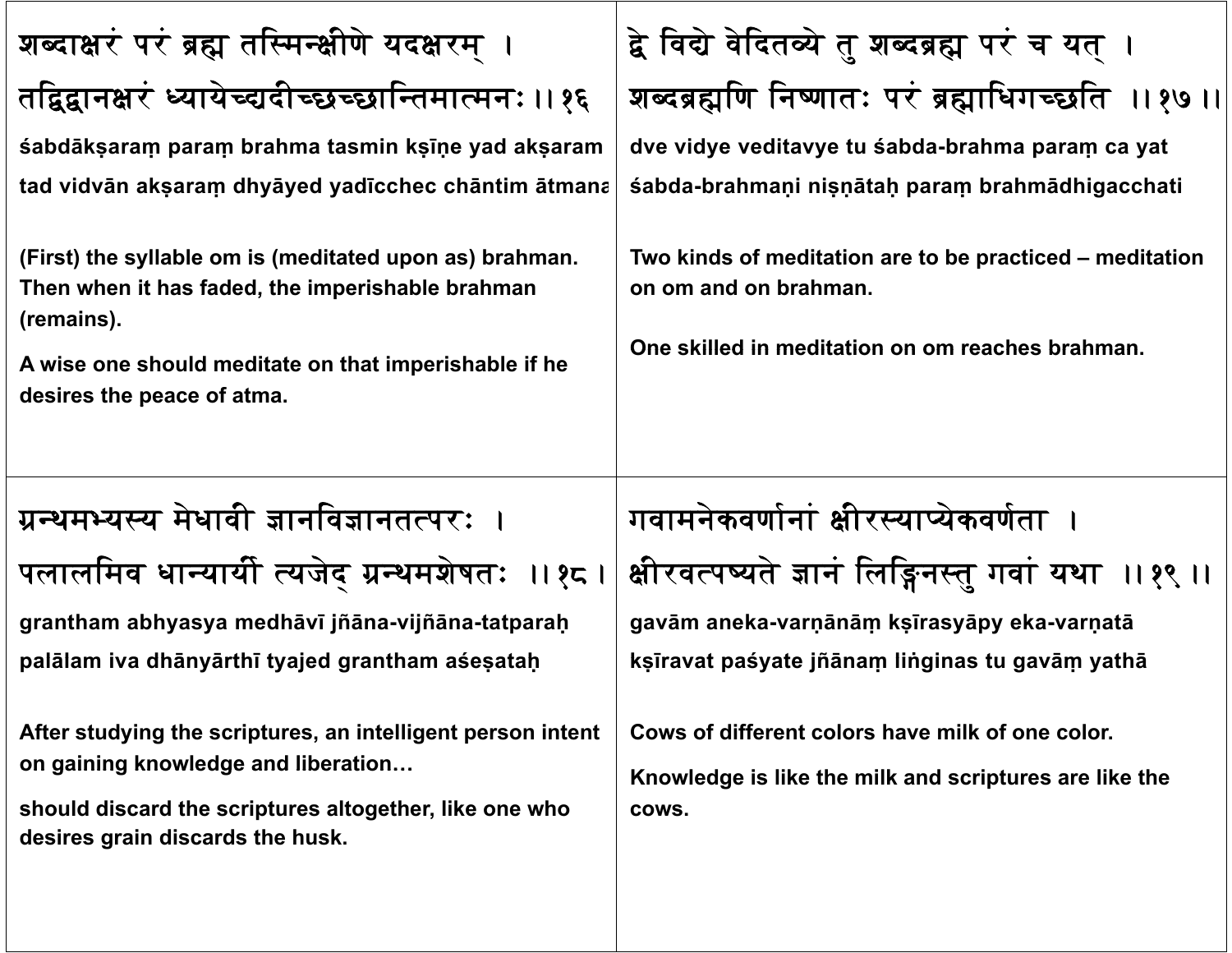शब्दाक्षरं परं ब्रह्म तस्मिन्क्षीणे यदक्षरम् ।
तद्विद्वानक्षरं ध्यायेच्चद्यदीच्छच्छान्तिमात्मनः ।।१६

**śabdākṣaraṃ paraṃ brahma tasmin kṣīṇe yad akṣaram**
**tad vidvān akṣaraṃ dhyāyed yadīcchec chāntim ātmana**

**(First) the syllable om is (meditated upon as) brahman. Then when it has faded, the imperishable brahman (remains).**

**A wise one should meditate on that imperishable if he desires the peace of atma.**

द्वे विद्ये वेदितव्ये तु शब्दब्रह्म परं च यत् ।
शब्दब्रह्मणि निष्णातः परं ब्रह्माधिगच्छति ।।१७।।

**dve vidye veditavye tu śabda-brahma paraṃ ca yat**
**śabda-brahmaṇi niṣṇātaḥ paraṃ brahmādhigacchati**

**Two kinds of meditation are to be practiced – meditation on om and on brahman.**

**One skilled in meditation on om reaches brahman.**

ग्रन्थमभ्यस्य मेधावी ज्ञानविज्ञानतत्परः ।
पलालमिव धान्यार्थी त्यजेद् ग्रन्थमशेषतः ।।१८।

**grantham abhyasya medhāvī jñāna-vijñāna-tatparaḥ**
**palālam iva dhānyārthī tyajed grantham aśeṣataḥ**

**After studying the scriptures, an intelligent person intent on gaining knowledge and liberation…**

**should discard the scriptures altogether, like one who desires grain discards the husk.**

गवामनेकवर्णानां क्षीरस्याप्येकवर्णता ।
क्षीरवत्पष्यते ज्ञानं लिङ्गिनस्तु गवां यथा ।।१९।।

**gavām aneka-varṇānāṃ kṣīrasyāpy eka-varṇatā**
**kṣīravat paśyate jñānaṃ liṅginas tu gavāṃ yathā**

**Cows of different colors have milk of one color.**

**Knowledge is like the milk and scriptures are like the cows.**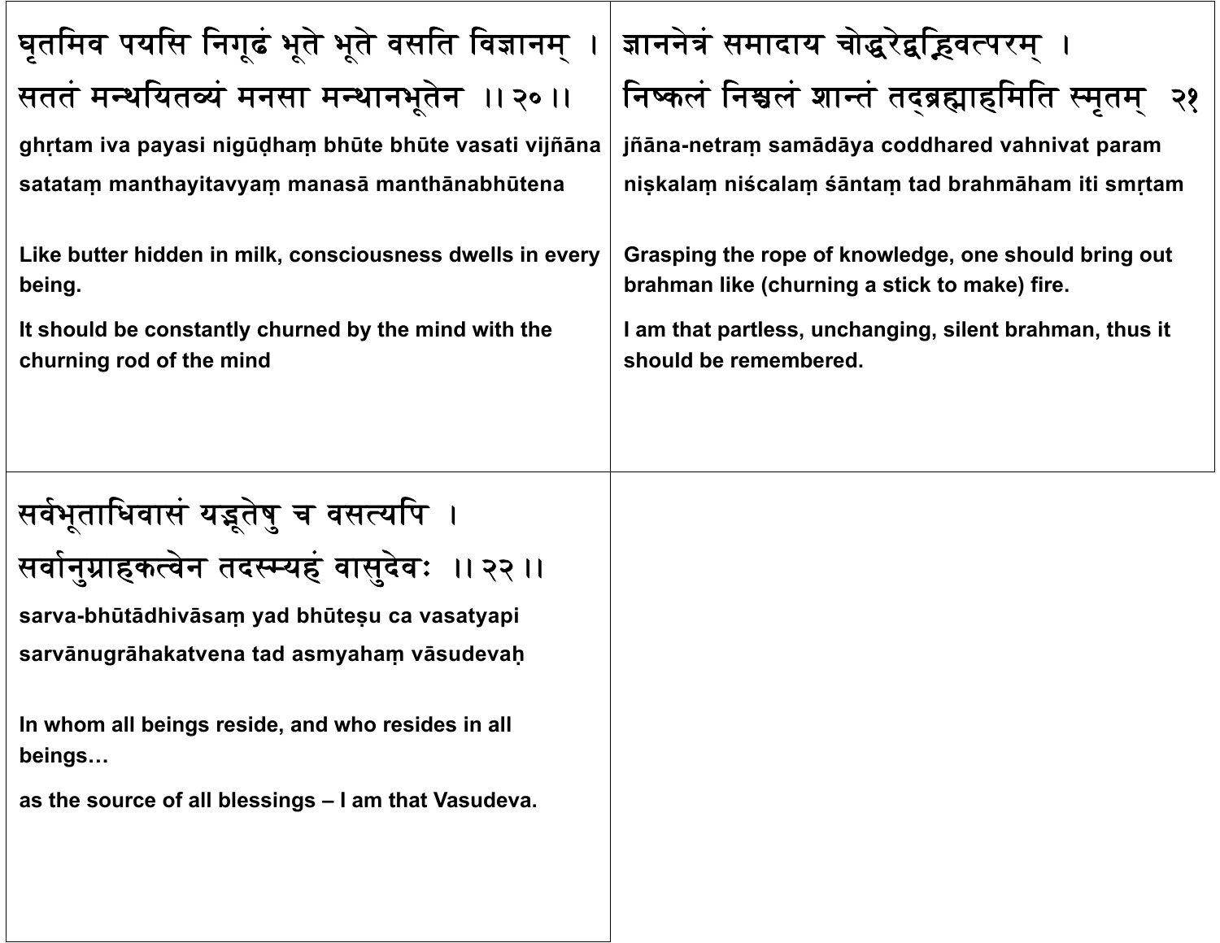घृतमिव पयसि निगूढं भूते भूते वसति विज्ञानम् ।
सततं मन्थयितव्यं मनसा मन्थानभूतेन ।। २० ।।

**ghṛtam iva payasi nigūḍhaṃ bhūte bhūte vasati vijñāna**
**satataṃ manthayitavyaṃ manasā manthānabhūtena**

**Like butter hidden in milk, consciousness dwells in every being.**

**It should be constantly churned by the mind with the churning rod of the mind**

ज्ञाननेत्रं समादाय चोद्धरेद्वह्निवत्परम् ।
निष्कलं निश्चलं शान्तं तद्ब्रह्माहमिति स्मृतम् २१

**jñāna-netraṃ samādāya coddhared vahnivat param**
**niṣkalaṃ niścalaṃ śāntaṃ tad brahmāham iti smṛtam**

**Grasping the rope of knowledge, one should bring out brahman like (churning a stick to make) fire.**

**I am that partless, unchanging, silent brahman, thus it should be remembered.**

सर्वभूताधिवासं यद्भूतेषु च वसत्यपि ।
सर्वानुग्राहकत्वेन तदस्म्यहं वासुदेवः ।। २२ ।।

**sarva-bhūtādhivāsaṃ yad bhūteṣu ca vasatyapi**
**sarvānugrāhakatvena tad asmyahaṃ vāsudevaḥ**

**In whom all beings reside, and who resides in all beings…**

**as the source of all blessings – I am that Vasudeva.**